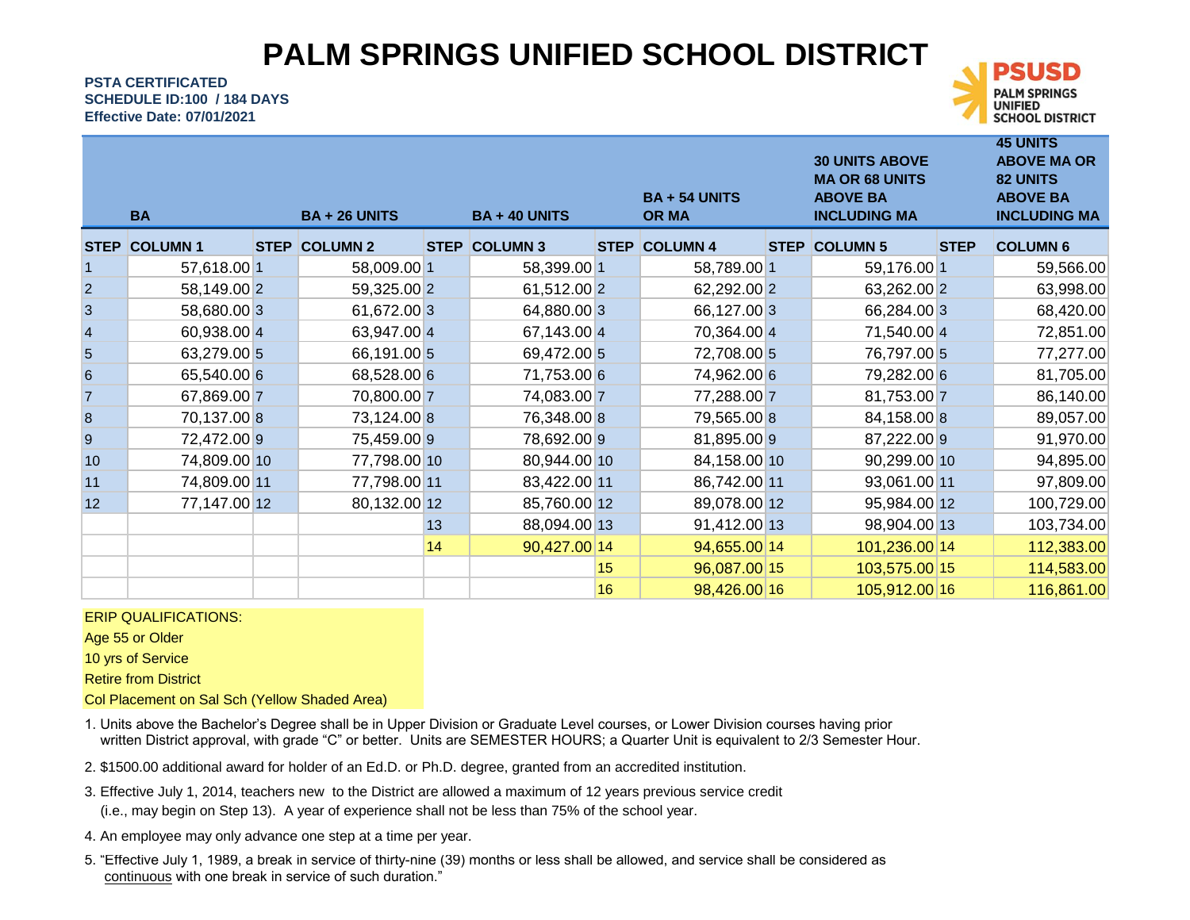# PALM SPRINGS UNIFIED SCHOOL DISTRICT

**PSTA CERTIFICATED**
**SCHEDULE ID:100 / 184 DAYS**
**Effective Date: 07/01/2021**

**PSUD**
**PALM SPRINGS UNIFIED SCHOOL DISTRICT**

| | BA | | BA + 26 UNITS | | BA + 40 UNITS | | BA + 54 UNITS OR MA | | 30 UNITS ABOVE MA OR 68 UNITS ABOVE BA INCLUDING MA | | 45 UNITS ABOVE MA OR 82 UNITS ABOVE BA INCLUDING MA |
|---|---|---|---|---|---|---|---|---|---|---|---|
| **STEP** | **COLUMN 1** | **STEP** | **COLUMN 2** | **STEP** | **COLUMN 3** | **STEP** | **COLUMN 4** | **STEP** | **COLUMN 5** | **STEP** | **COLUMN 6** |
| 1 | 57,618.00 | 1 | 58,009.00 | 1 | 58,399.00 | 1 | 58,789.00 | 1 | 59,176.00 | 1 | 59,566.00 |
| 2 | 58,149.00 | 2 | 59,325.00 | 2 | 61,512.00 | 2 | 62,292.00 | 2 | 63,262.00 | 2 | 63,998.00 |
| 3 | 58,680.00 | 3 | 61,672.00 | 3 | 64,880.00 | 3 | 66,127.00 | 3 | 66,284.00 | 3 | 68,420.00 |
| 4 | 60,938.00 | 4 | 63,947.00 | 4 | 67,143.00 | 4 | 70,364.00 | 4 | 71,540.00 | 4 | 72,851.00 |
| 5 | 63,279.00 | 5 | 66,191.00 | 5 | 69,472.00 | 5 | 72,708.00 | 5 | 76,797.00 | 5 | 77,277.00 |
| 6 | 65,540.00 | 6 | 68,528.00 | 6 | 71,753.00 | 6 | 74,962.00 | 6 | 79,282.00 | 6 | 81,705.00 |
| 7 | 67,869.00 | 7 | 70,800.00 | 7 | 74,083.00 | 7 | 77,288.00 | 7 | 81,753.00 | 7 | 86,140.00 |
| 8 | 70,137.00 | 8 | 73,124.00 | 8 | 76,348.00 | 8 | 79,565.00 | 8 | 84,158.00 | 8 | 89,057.00 |
| 9 | 72,472.00 | 9 | 75,459.00 | 9 | 78,692.00 | 9 | 81,895.00 | 9 | 87,222.00 | 9 | 91,970.00 |
| 10 | 74,809.00 | 10 | 77,798.00 | 10 | 80,944.00 | 10 | 84,158.00 | 10 | 90,299.00 | 10 | 94,895.00 |
| 11 | 74,809.00 | 11 | 77,798.00 | 11 | 83,422.00 | 11 | 86,742.00 | 11 | 93,061.00 | 11 | 97,809.00 |
| 12 | 77,147.00 | 12 | 80,132.00 | 12 | 85,760.00 | 12 | 89,078.00 | 12 | 95,984.00 | 12 | 100,729.00 |
| | | | | 13 | 88,094.00 | 13 | 91,412.00 | 13 | 98,904.00 | 13 | 103,734.00 |
| | | | | 14 | 90,427.00 | 14 | 94,655.00 | 14 | 101,236.00 | 14 | 112,383.00 |
| | | | | | | 15 | 96,087.00 | 15 | 103,575.00 | 15 | 114,583.00 |
| | | | | | | 16 | 98,426.00 | 16 | 105,912.00 | 16 | 116,861.00 |

ERIP QUALIFICATIONS:
Age 55 or Older
10 yrs of Service
Retire from District
Col Placement on Sal Sch (Yellow Shaded Area)

1. Units above the Bachelor's Degree shall be in Upper Division or Graduate Level courses, or Lower Division courses having prior written District approval, with grade "C" or better. Units are SEMESTER HOURS; a Quarter Unit is equivalent to 2/3 Semester Hour.
2. $1500.00 additional award for holder of an Ed.D. or Ph.D. degree, granted from an accredited institution.
3. Effective July 1, 2014, teachers new to the District are allowed a maximum of 12 years previous service credit (i.e., may begin on Step 13). A year of experience shall not be less than 75% of the school year.
4. An employee may only advance one step at a time per year.
5. "Effective July 1, 1989, a break in service of thirty-nine (39) months or less shall be allowed, and service shall be considered as continuous with one break in service of such duration."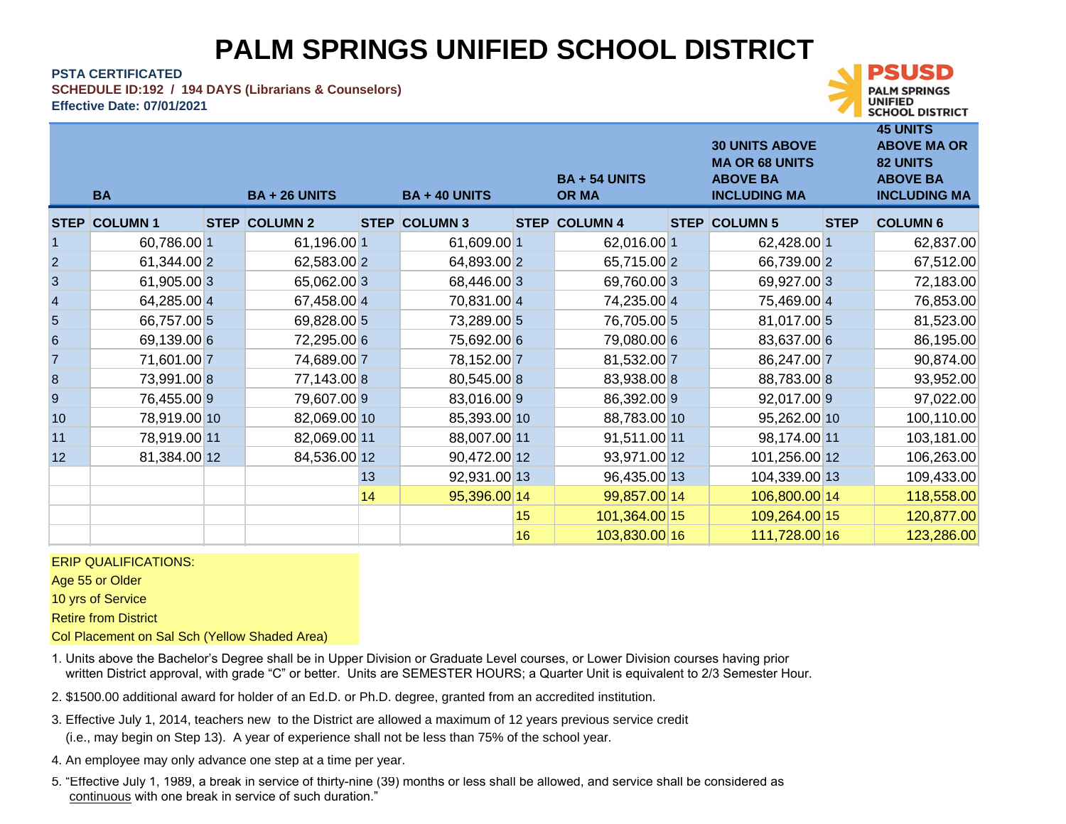# PALM SPRINGS UNIFIED SCHOOL DISTRICT

**PSTA CERTIFICATED**
**SCHEDULE ID:192 / 194 DAYS (Librarians & Counselors)**
**Effective Date: 07/01/2021**

| | BA | | BA + 26 UNITS | | BA + 40 UNITS | | BA + 54 UNITS OR MA | | 30 UNITS ABOVE MA OR 68 UNITS ABOVE BA INCLUDING MA | | 45 UNITS ABOVE MA OR 82 UNITS ABOVE BA INCLUDING MA |
|---|---|---|---|---|---|---|---|---|---|---|---|
| **STEP** | **COLUMN 1** | **STEP** | **COLUMN 2** | **STEP** | **COLUMN 3** | **STEP** | **COLUMN 4** | **STEP** | **COLUMN 5** | **STEP** | **COLUMN 6** |
| 1 | 60,786.00 | 1 | 61,196.00 | 1 | 61,609.00 | 1 | 62,016.00 | 1 | 62,428.00 | 1 | 62,837.00 |
| 2 | 61,344.00 | 2 | 62,583.00 | 2 | 64,893.00 | 2 | 65,715.00 | 2 | 66,739.00 | 2 | 67,512.00 |
| 3 | 61,905.00 | 3 | 65,062.00 | 3 | 68,446.00 | 3 | 69,760.00 | 3 | 69,927.00 | 3 | 72,183.00 |
| 4 | 64,285.00 | 4 | 67,458.00 | 4 | 70,831.00 | 4 | 74,235.00 | 4 | 75,469.00 | 4 | 76,853.00 |
| 5 | 66,757.00 | 5 | 69,828.00 | 5 | 73,289.00 | 5 | 76,705.00 | 5 | 81,017.00 | 5 | 81,523.00 |
| 6 | 69,139.00 | 6 | 72,295.00 | 6 | 75,692.00 | 6 | 79,080.00 | 6 | 83,637.00 | 6 | 86,195.00 |
| 7 | 71,601.00 | 7 | 74,689.00 | 7 | 78,152.00 | 7 | 81,532.00 | 7 | 86,247.00 | 7 | 90,874.00 |
| 8 | 73,991.00 | 8 | 77,143.00 | 8 | 80,545.00 | 8 | 83,938.00 | 8 | 88,783.00 | 8 | 93,952.00 |
| 9 | 76,455.00 | 9 | 79,607.00 | 9 | 83,016.00 | 9 | 86,392.00 | 9 | 92,017.00 | 9 | 97,022.00 |
| 10 | 78,919.00 | 10 | 82,069.00 | 10 | 85,393.00 | 10 | 88,783.00 | 10 | 95,262.00 | 10 | 100,110.00 |
| 11 | 78,919.00 | 11 | 82,069.00 | 11 | 88,007.00 | 11 | 91,511.00 | 11 | 98,174.00 | 11 | 103,181.00 |
| 12 | 81,384.00 | 12 | 84,536.00 | 12 | 90,472.00 | 12 | 93,971.00 | 12 | 101,256.00 | 12 | 106,263.00 |
| | | | | 13 | 92,931.00 | 13 | 96,435.00 | 13 | 104,339.00 | 13 | 109,433.00 |
| | | | | 14 | 95,396.00 | 14 | 99,857.00 | 14 | 106,800.00 | 14 | 118,558.00 |
| | | | | | | 15 | 101,364.00 | 15 | 109,264.00 | 15 | 120,877.00 |
| | | | | | | 16 | 103,830.00 | 16 | 111,728.00 | 16 | 123,286.00 |

ERIP QUALIFICATIONS:
Age 55 or Older
10 yrs of Service
Retire from District
Col Placement on Sal Sch (Yellow Shaded Area)

1. Units above the Bachelor's Degree shall be in Upper Division or Graduate Level courses, or Lower Division courses having prior written District approval, with grade "C" or better. Units are SEMESTER HOURS; a Quarter Unit is equivalent to 2/3 Semester Hour.
2. $1500.00 additional award for holder of an Ed.D. or Ph.D. degree, granted from an accredited institution.
3. Effective July 1, 2014, teachers new to the District are allowed a maximum of 12 years previous service credit (i.e., may begin on Step 13). A year of experience shall not be less than 75% of the school year.
4. An employee may only advance one step at a time per year.
5. "Effective July 1, 1989, a break in service of thirty-nine (39) months or less shall be allowed, and service shall be considered as continuous with one break in service of such duration."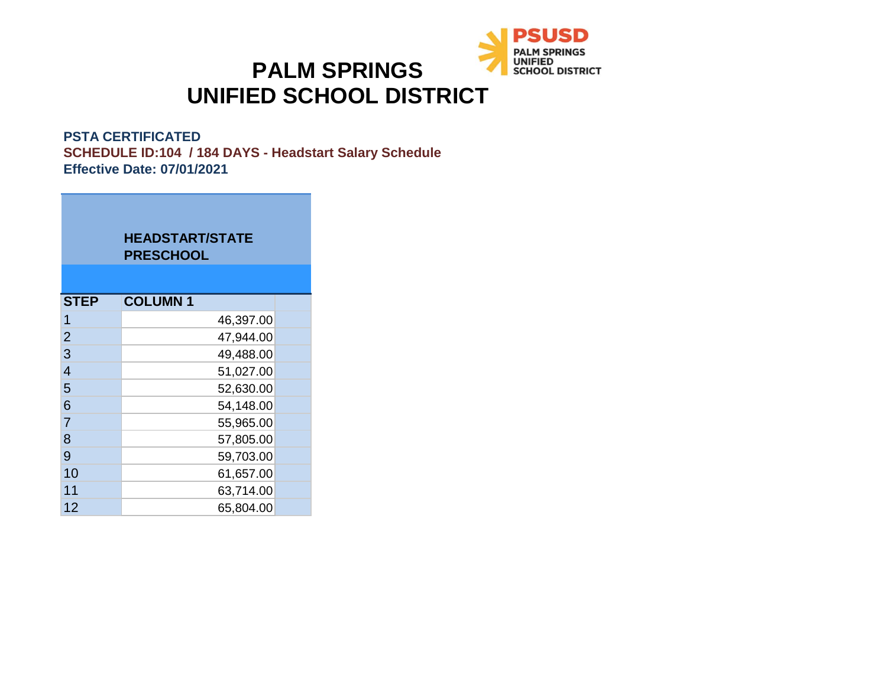# PALM SPRINGS UNIFIED SCHOOL DISTRICT

PSUSD
PALM SPRINGS UNIFIED SCHOOL DISTRICT

**PSTA CERTIFICATED**
**SCHEDULE ID:104 / 184 DAYS - Headstart Salary Schedule**
**Effective Date: 07/01/2021**

| | HEADSTART/STATE PRESCHOOL | |
|---|---|---|
| **STEP** | **COLUMN 1** | |
| 1 | 46,397.00 | |
| 2 | 47,944.00 | |
| 3 | 49,488.00 | |
| 4 | 51,027.00 | |
| 5 | 52,630.00 | |
| 6 | 54,148.00 | |
| 7 | 55,965.00 | |
| 8 | 57,805.00 | |
| 9 | 59,703.00 | |
| 10 | 61,657.00 | |
| 11 | 63,714.00 | |
| 12 | 65,804.00 | |